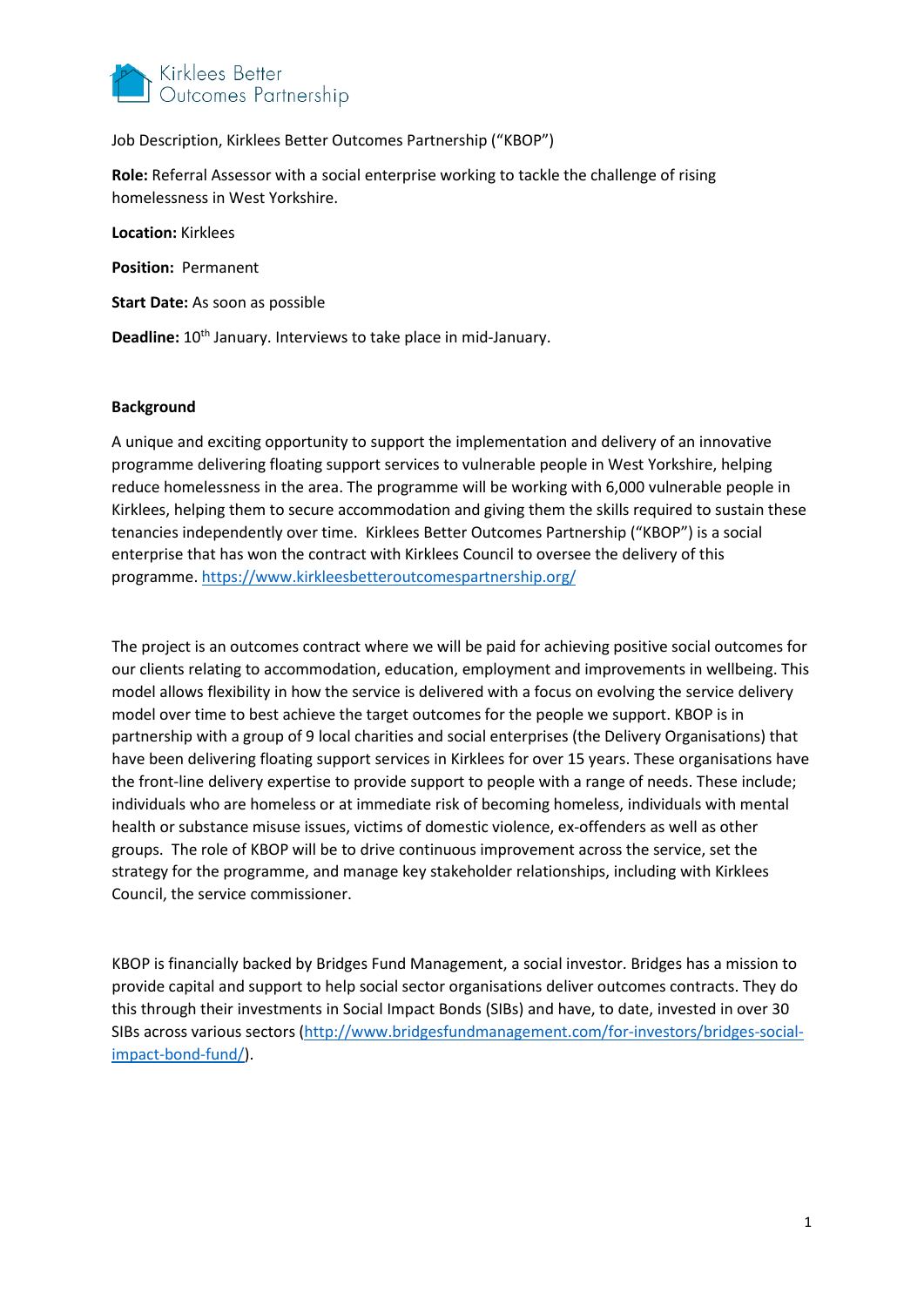Kirklees Better Outcomes Partnership

Job Description, Kirklees Better Outcomes Partnership ("KBOP")

**Role:** Referral Assessor with a social enterprise working to tackle the challenge of rising homelessness in West Yorkshire.

**Location:** Kirklees

**Position:** Permanent

**Start Date:** As soon as possible

**Deadline:** 10th January. Interviews to take place in mid-January.

**Background**

A unique and exciting opportunity to support the implementation and delivery of an innovative programme delivering floating support services to vulnerable people in West Yorkshire, helping reduce homelessness in the area. The programme will be working with 6,000 vulnerable people in Kirklees, helping them to secure accommodation and giving them the skills required to sustain these tenancies independently over time. Kirklees Better Outcomes Partnership ("KBOP") is a social enterprise that has won the contract with Kirklees Council to oversee the delivery of this programme. https://www.kirkleesbetteroutcomespartnership.org/

The project is an outcomes contract where we will be paid for achieving positive social outcomes for our clients relating to accommodation, education, employment and improvements in wellbeing. This model allows flexibility in how the service is delivered with a focus on evolving the service delivery model over time to best achieve the target outcomes for the people we support. KBOP is in partnership with a group of 9 local charities and social enterprises (the Delivery Organisations) that have been delivering floating support services in Kirklees for over 15 years. These organisations have the front-line delivery expertise to provide support to people with a range of needs. These include; individuals who are homeless or at immediate risk of becoming homeless, individuals with mental health or substance misuse issues, victims of domestic violence, ex-offenders as well as other groups. The role of KBOP will be to drive continuous improvement across the service, set the strategy for the programme, and manage key stakeholder relationships, including with Kirklees Council, the service commissioner.

KBOP is financially backed by Bridges Fund Management, a social investor. Bridges has a mission to provide capital and support to help social sector organisations deliver outcomes contracts. They do this through their investments in Social Impact Bonds (SIBs) and have, to date, invested in over 30 SIBs across various sectors (http://www.bridgesfundmanagement.com/for-investors/bridges-social-impact-bond-fund/).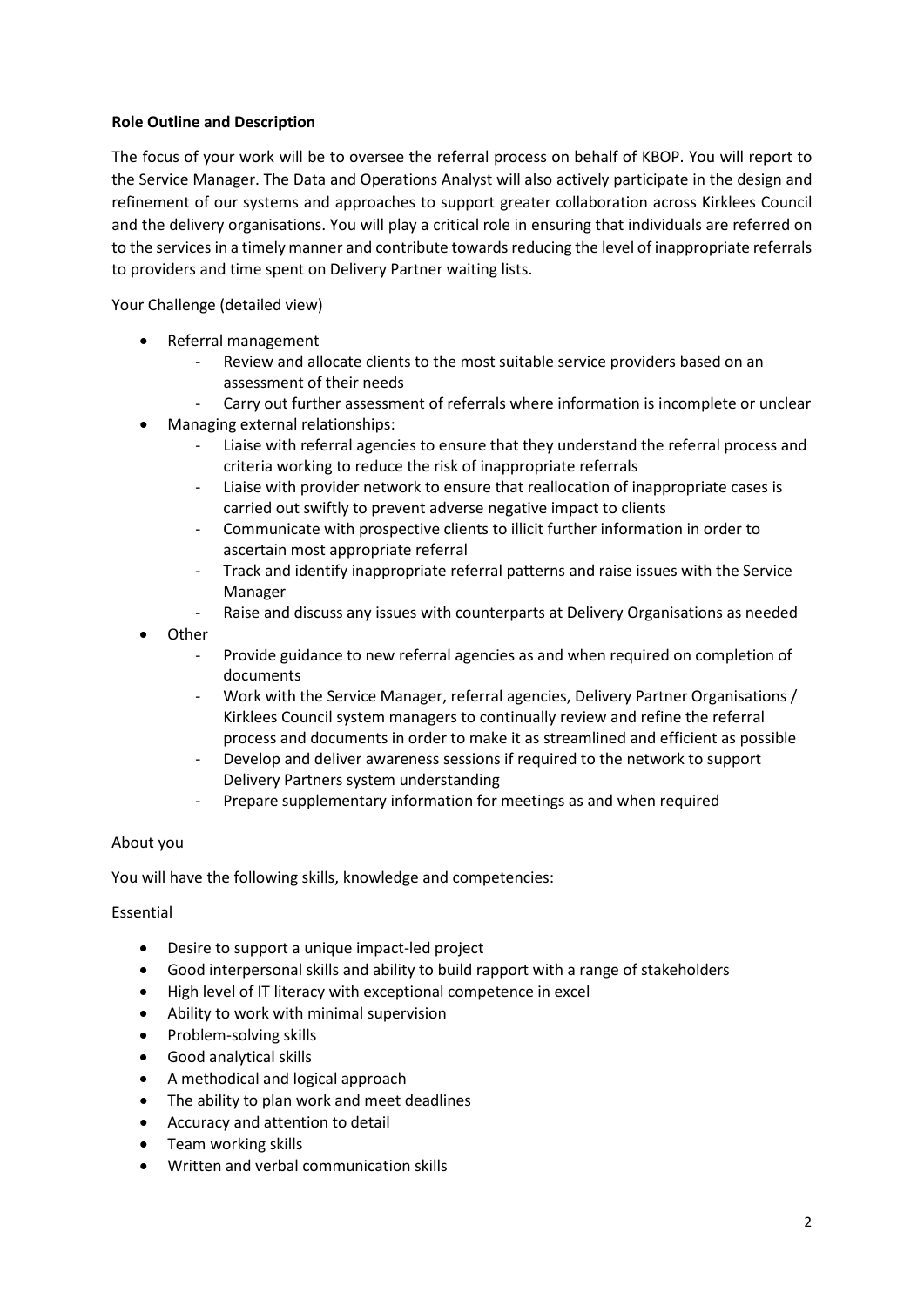**Role Outline and Description**

The focus of your work will be to oversee the referral process on behalf of KBOP. You will report to the Service Manager. The Data and Operations Analyst will also actively participate in the design and refinement of our systems and approaches to support greater collaboration across Kirklees Council and the delivery organisations. You will play a critical role in ensuring that individuals are referred on to the services in a timely manner and contribute towards reducing the level of inappropriate referrals to providers and time spent on Delivery Partner waiting lists.

Your Challenge (detailed view)

- Referral management
    - Review and allocate clients to the most suitable service providers based on an assessment of their needs
    - Carry out further assessment of referrals where information is incomplete or unclear
- Managing external relationships:
    - Liaise with referral agencies to ensure that they understand the referral process and criteria working to reduce the risk of inappropriate referrals
    - Liaise with provider network to ensure that reallocation of inappropriate cases is carried out swiftly to prevent adverse negative impact to clients
    - Communicate with prospective clients to illicit further information in order to ascertain most appropriate referral
    - Track and identify inappropriate referral patterns and raise issues with the Service Manager
    - Raise and discuss any issues with counterparts at Delivery Organisations as needed
- Other
    - Provide guidance to new referral agencies as and when required on completion of documents
    - Work with the Service Manager, referral agencies, Delivery Partner Organisations / Kirklees Council system managers to continually review and refine the referral process and documents in order to make it as streamlined and efficient as possible
    - Develop and deliver awareness sessions if required to the network to support Delivery Partners system understanding
    - Prepare supplementary information for meetings as and when required

About you

You will have the following skills, knowledge and competencies:

Essential

- Desire to support a unique impact-led project
- Good interpersonal skills and ability to build rapport with a range of stakeholders
- High level of IT literacy with exceptional competence in excel
- Ability to work with minimal supervision
- Problem-solving skills
- Good analytical skills
- A methodical and logical approach
- The ability to plan work and meet deadlines
- Accuracy and attention to detail
- Team working skills
- Written and verbal communication skills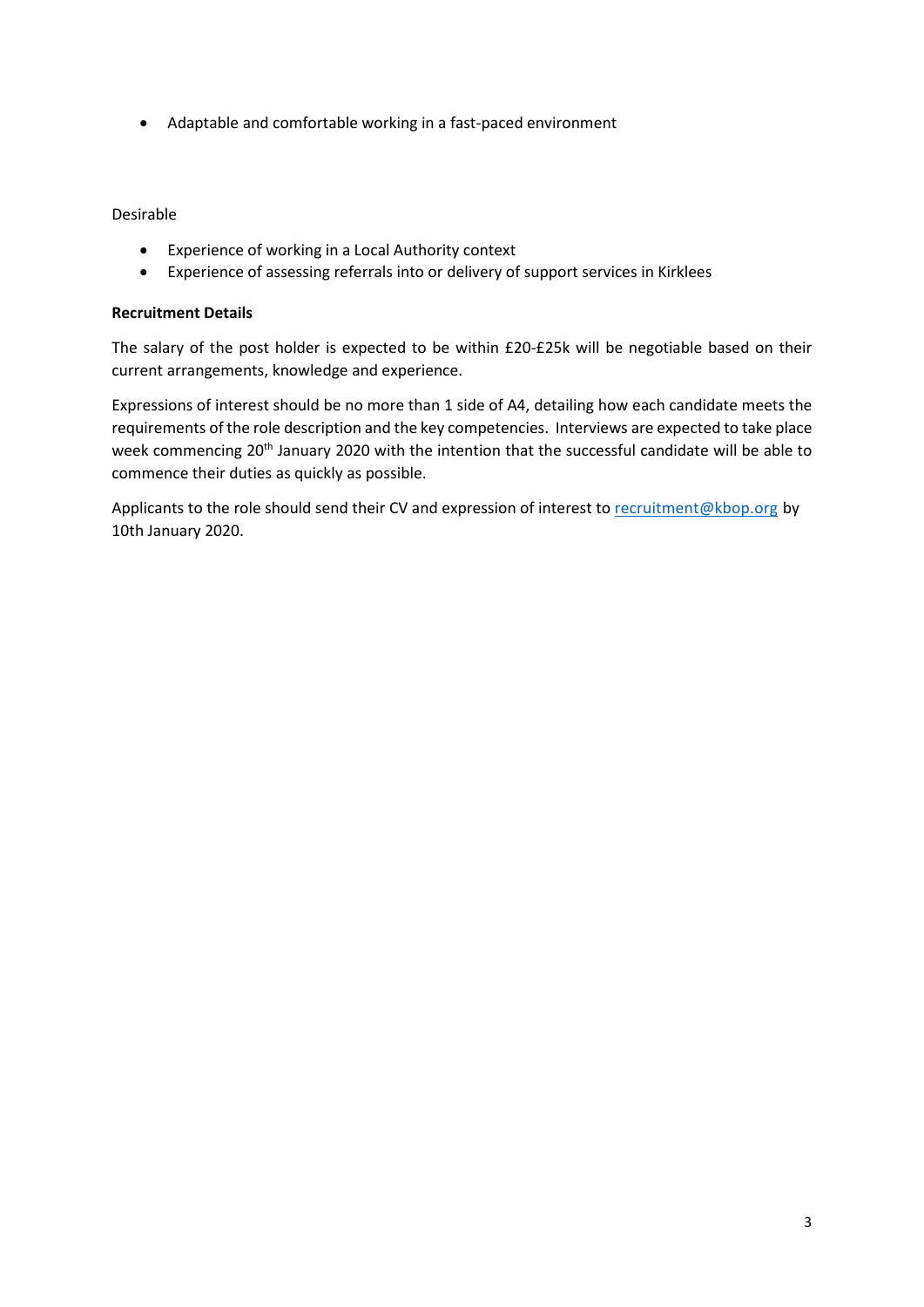- Adaptable and comfortable working in a fast-paced environment

Desirable

- Experience of working in a Local Authority context
- Experience of assessing referrals into or delivery of support services in Kirklees

**Recruitment Details**

The salary of the post holder is expected to be within £20-£25k will be negotiable based on their current arrangements, knowledge and experience.

Expressions of interest should be no more than 1 side of A4, detailing how each candidate meets the requirements of the role description and the key competencies. Interviews are expected to take place week commencing 20th January 2020 with the intention that the successful candidate will be able to commence their duties as quickly as possible.

Applicants to the role should send their CV and expression of interest to recruitment@kbop.org by 10th January 2020.